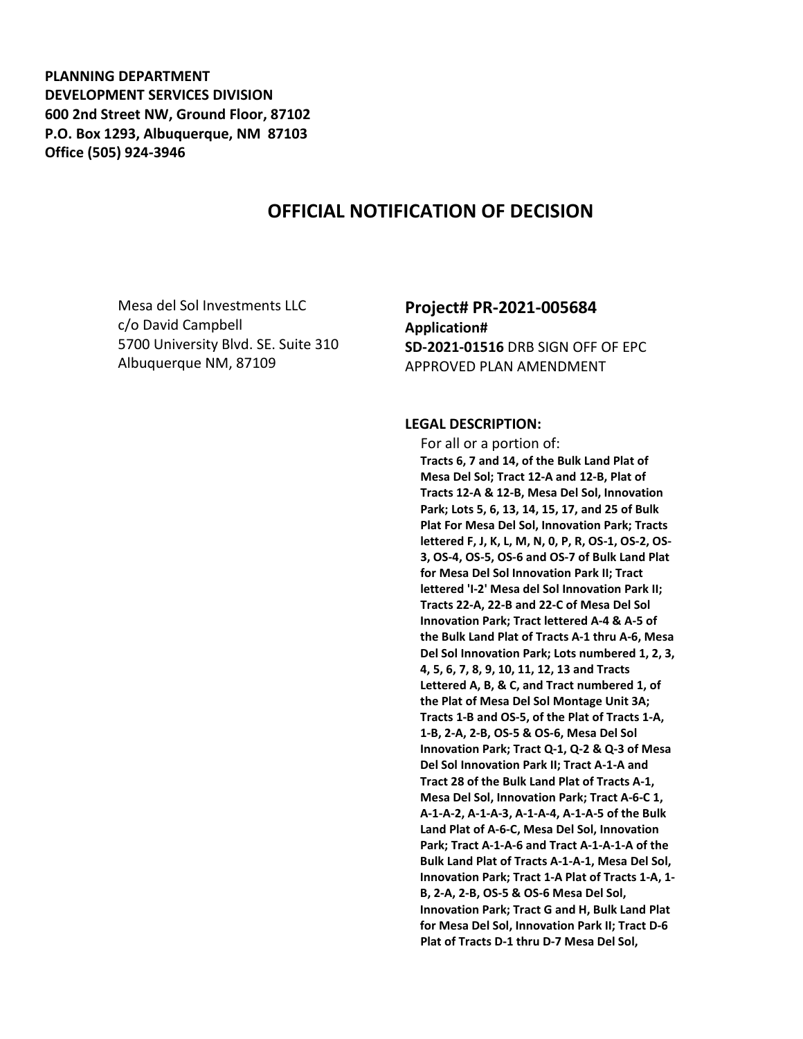**PLANNING DEPARTMENT**
**DEVELOPMENT SERVICES DIVISION**
**600 2nd Street NW, Ground Floor, 87102**
**P.O. Box 1293, Albuquerque, NM 87103**
**Office (505) 924-3946**

# OFFICIAL NOTIFICATION OF DECISION

Mesa del Sol Investments LLC
c/o David Campbell
5700 University Blvd. SE. Suite 310
Albuquerque NM, 87109

## Project# PR-2021-005684

**Application#**
**SD-2021-01516** DRB SIGN OFF OF EPC APPROVED PLAN AMENDMENT

**LEGAL DESCRIPTION:**

For all or a portion of:
**Tracts 6, 7 and 14, of the Bulk Land Plat of Mesa Del Sol; Tract 12-A and 12-B, Plat of Tracts 12-A & 12-B, Mesa Del Sol, Innovation Park; Lots 5, 6, 13, 14, 15, 17, and 25 of Bulk Plat For Mesa Del Sol, Innovation Park; Tracts lettered F, J, K, L, M, N, 0, P, R, OS-1, OS-2, OS-3, OS-4, OS-5, OS-6 and OS-7 of Bulk Land Plat for Mesa Del Sol Innovation Park II; Tract lettered 'I-2' Mesa del Sol Innovation Park II; Tracts 22-A, 22-B and 22-C of Mesa Del Sol Innovation Park; Tract lettered A-4 & A-5 of the Bulk Land Plat of Tracts A-1 thru A-6, Mesa Del Sol Innovation Park; Lots numbered 1, 2, 3, 4, 5, 6, 7, 8, 9, 10, 11, 12, 13 and Tracts Lettered A, B, & C, and Tract numbered 1, of the Plat of Mesa Del Sol Montage Unit 3A; Tracts 1-B and OS-5, of the Plat of Tracts 1-A, 1-B, 2-A, 2-B, OS-5 & OS-6, Mesa Del Sol Innovation Park; Tract Q-1, Q-2 & Q-3 of Mesa Del Sol Innovation Park II; Tract A-1-A and Tract 28 of the Bulk Land Plat of Tracts A-1, Mesa Del Sol, Innovation Park; Tract A-6-C 1, A-1-A-2, A-1-A-3, A-1-A-4, A-1-A-5 of the Bulk Land Plat of A-6-C, Mesa Del Sol, Innovation Park; Tract A-1-A-6 and Tract A-1-A-1-A of the Bulk Land Plat of Tracts A-1-A-1, Mesa Del Sol, Innovation Park; Tract 1-A Plat of Tracts 1-A, 1-B, 2-A, 2-B, OS-5 & OS-6 Mesa Del Sol, Innovation Park; Tract G and H, Bulk Land Plat for Mesa Del Sol, Innovation Park II; Tract D-6 Plat of Tracts D-1 thru D-7 Mesa Del Sol,**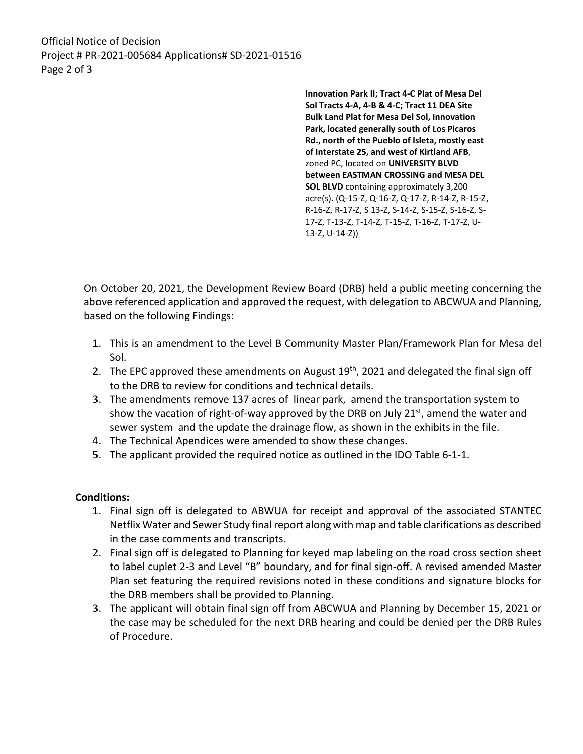Official Notice of Decision
Project # PR-2021-005684 Applications# SD-2021-01516

**Innovation Park II; Tract 4-C Plat of Mesa Del Sol Tracts 4-A, 4-B & 4-C; Tract 11 DEA Site Bulk Land Plat for Mesa Del Sol, Innovation Park, located generally south of Los Picaros Rd., north of the Pueblo of Isleta, mostly east of Interstate 25, and west of Kirtland AFB**, zoned PC, located on **UNIVERSITY BLVD between EASTMAN CROSSING and MESA DEL SOL BLVD** containing approximately 3,200 acre(s). (Q-15-Z, Q-16-Z, Q-17-Z, R-14-Z, R-15-Z, R-16-Z, R-17-Z, S 13-Z, S-14-Z, S-15-Z, S-16-Z, S-17-Z, T-13-Z, T-14-Z, T-15-Z, T-16-Z, T-17-Z, U-13-Z, U-14-Z))

On October 20, 2021, the Development Review Board (DRB) held a public meeting concerning the above referenced application and approved the request, with delegation to ABCWUA and Planning, based on the following Findings:

1. This is an amendment to the Level B Community Master Plan/Framework Plan for Mesa del Sol.
2. The EPC approved these amendments on August 19th, 2021 and delegated the final sign off to the DRB to review for conditions and technical details.
3. The amendments remove 137 acres of linear park, amend the transportation system to show the vacation of right-of-way approved by the DRB on July 21st, amend the water and sewer system and the update the drainage flow, as shown in the exhibits in the file.
4. The Technical Apendices were amended to show these changes.
5. The applicant provided the required notice as outlined in the IDO Table 6-1-1.

**Conditions:**

1. Final sign off is delegated to ABWUA for receipt and approval of the associated STANTEC Netflix Water and Sewer Study final report along with map and table clarifications as described in the case comments and transcripts.
2. Final sign off is delegated to Planning for keyed map labeling on the road cross section sheet to label cuplet 2-3 and Level "B" boundary, and for final sign-off. A revised amended Master Plan set featuring the required revisions noted in these conditions and signature blocks for the DRB members shall be provided to Planning**.**
3. The applicant will obtain final sign off from ABCWUA and Planning by December 15, 2021 or the case may be scheduled for the next DRB hearing and could be denied per the DRB Rules of Procedure.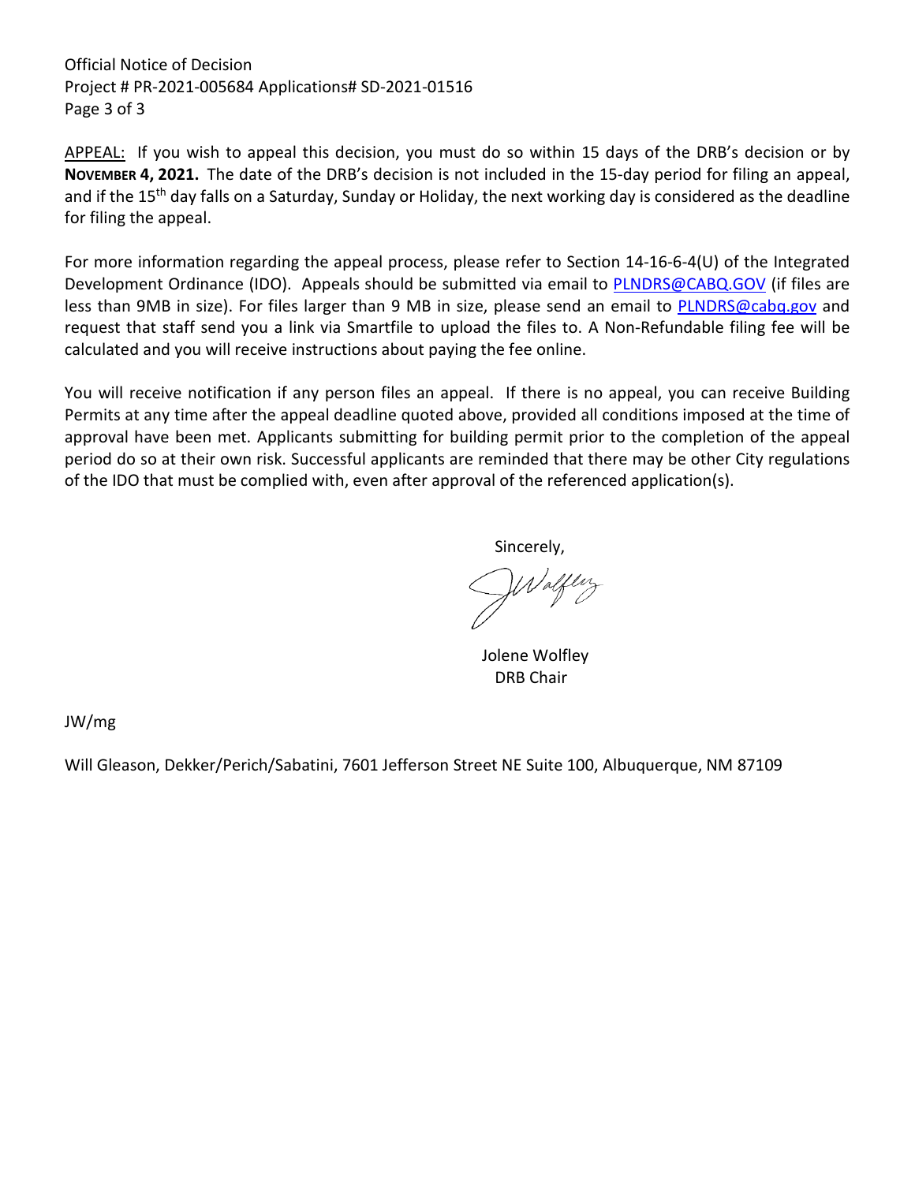APPEAL: If you wish to appeal this decision, you must do so within 15 days of the DRB's decision or by **NOVEMBER 4, 2021.** The date of the DRB's decision is not included in the 15-day period for filing an appeal, and if the 15th day falls on a Saturday, Sunday or Holiday, the next working day is considered as the deadline for filing the appeal.

For more information regarding the appeal process, please refer to Section 14-16-6-4(U) of the Integrated Development Ordinance (IDO). Appeals should be submitted via email to PLNDRS@CABQ.GOV (if files are less than 9MB in size). For files larger than 9 MB in size, please send an email to PLNDRS@cabq.gov and request that staff send you a link via Smartfile to upload the files to. A Non-Refundable filing fee will be calculated and you will receive instructions about paying the fee online.

You will receive notification if any person files an appeal. If there is no appeal, you can receive Building Permits at any time after the appeal deadline quoted above, provided all conditions imposed at the time of approval have been met. Applicants submitting for building permit prior to the completion of the appeal period do so at their own risk. Successful applicants are reminded that there may be other City regulations of the IDO that must be complied with, even after approval of the referenced application(s).

Sincerely,

Jolene Wolfley
DRB Chair

JW/mg

Will Gleason, Dekker/Perich/Sabatini, 7601 Jefferson Street NE Suite 100, Albuquerque, NM 87109